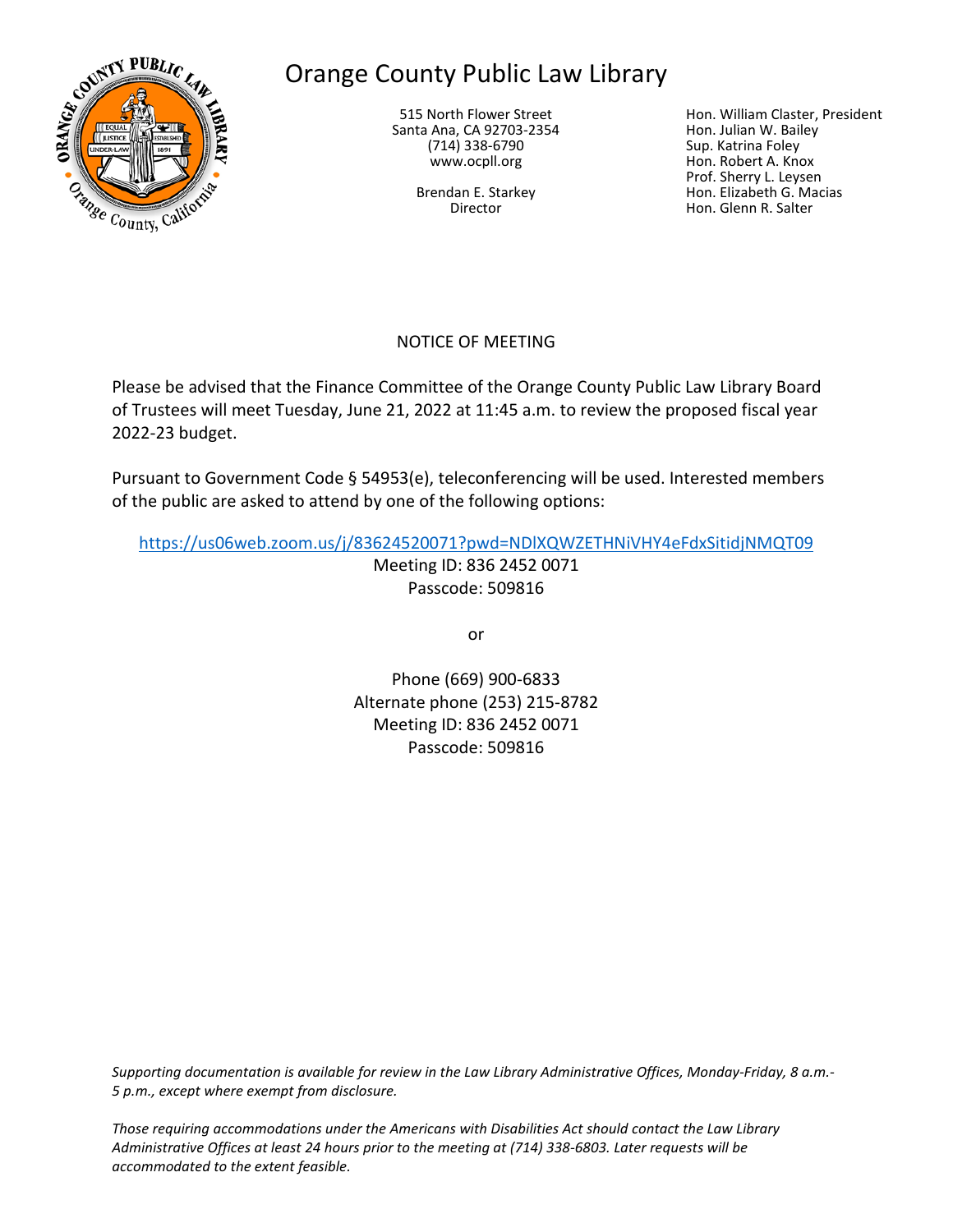# Orange County Public Law Library

515 North Flower Street
Santa Ana, CA 92703-2354
(714) 338-6790
www.ocpll.org

Brendan E. Starkey
Director

Hon. William Claster, President
Hon. Julian W. Bailey
Sup. Katrina Foley
Hon. Robert A. Knox
Prof. Sherry L. Leysen
Hon. Elizabeth G. Macias
Hon. Glenn R. Salter

## NOTICE OF MEETING

Please be advised that the Finance Committee of the Orange County Public Law Library Board of Trustees will meet Tuesday, June 21, 2022 at 11:45 a.m. to review the proposed fiscal year 2022-23 budget.

Pursuant to Government Code § 54953(e), teleconferencing will be used. Interested members of the public are asked to attend by one of the following options:

https://us06web.zoom.us/j/83624520071?pwd=NDlXQWZETHNiVHY4eFdxSitidjNMQT09
Meeting ID: 836 2452 0071
Passcode: 509816

or

Phone (669) 900-6833
Alternate phone (253) 215-8782
Meeting ID: 836 2452 0071
Passcode: 509816

*Supporting documentation is available for review in the Law Library Administrative Offices, Monday-Friday, 8 a.m.-5 p.m., except where exempt from disclosure.*

*Those requiring accommodations under the Americans with Disabilities Act should contact the Law Library Administrative Offices at least 24 hours prior to the meeting at (714) 338-6803. Later requests will be accommodated to the extent feasible.*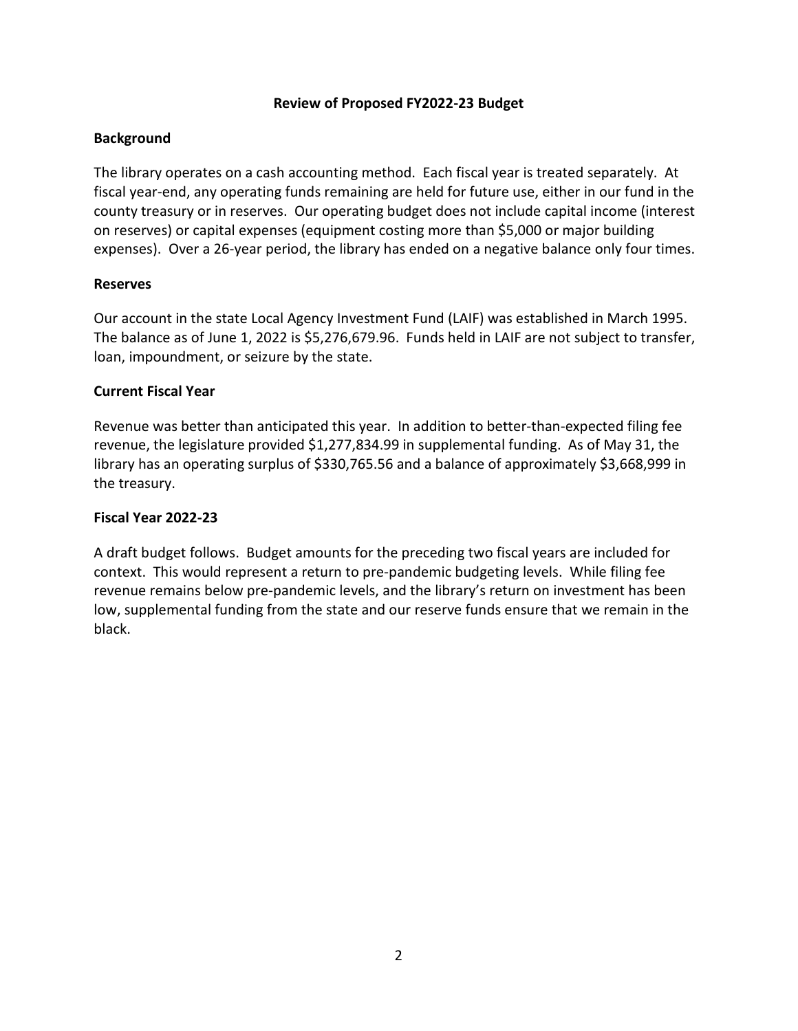# Review of Proposed FY2022-23 Budget

## Background

The library operates on a cash accounting method. Each fiscal year is treated separately. At fiscal year-end, any operating funds remaining are held for future use, either in our fund in the county treasury or in reserves. Our operating budget does not include capital income (interest on reserves) or capital expenses (equipment costing more than $5,000 or major building expenses). Over a 26-year period, the library has ended on a negative balance only four times.

## Reserves

Our account in the state Local Agency Investment Fund (LAIF) was established in March 1995. The balance as of June 1, 2022 is $5,276,679.96. Funds held in LAIF are not subject to transfer, loan, impoundment, or seizure by the state.

## Current Fiscal Year

Revenue was better than anticipated this year. In addition to better-than-expected filing fee revenue, the legislature provided $1,277,834.99 in supplemental funding. As of May 31, the library has an operating surplus of $330,765.56 and a balance of approximately $3,668,999 in the treasury.

## Fiscal Year 2022-23

A draft budget follows. Budget amounts for the preceding two fiscal years are included for context. This would represent a return to pre-pandemic budgeting levels. While filing fee revenue remains below pre-pandemic levels, and the library's return on investment has been low, supplemental funding from the state and our reserve funds ensure that we remain in the black.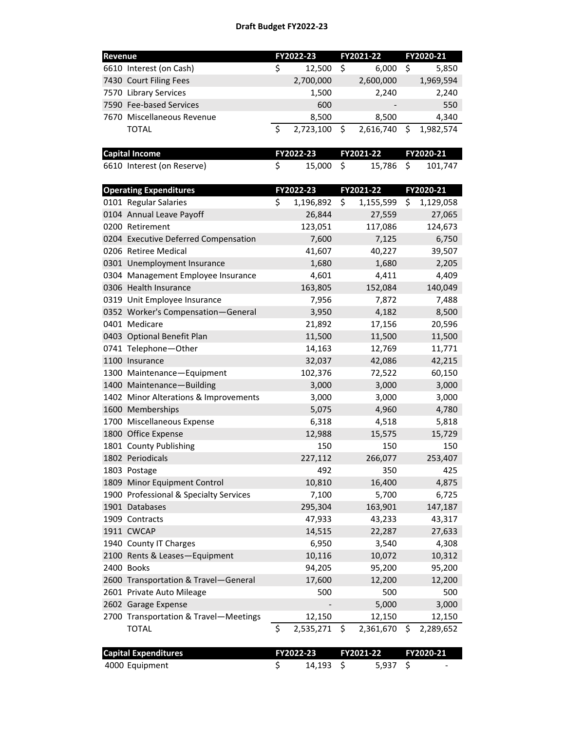# Draft Budget FY2022-23

| Revenue | FY2022-23 | FY2021-22 | FY2020-21 |
|---|---|---|---|
| 6610 Interest (on Cash) | $ 12,500 | $ 6,000 | $ 5,850 |
| 7430 Court Filing Fees | 2,700,000 | 2,600,000 | 1,969,594 |
| 7570 Library Services | 1,500 | 2,240 | 2,240 |
| 7590 Fee-based Services | 600 | - | 550 |
| 7670 Miscellaneous Revenue | 8,500 | 8,500 | 4,340 |
| TOTAL | $ 2,723,100 | $ 2,616,740 | $ 1,982,574 |

| Capital Income | FY2022-23 | FY2021-22 | FY2020-21 |
|---|---|---|---|
| 6610 Interest (on Reserve) | $ 15,000 | $ 15,786 | $ 101,747 |

| Operating Expenditures | FY2022-23 | FY2021-22 | FY2020-21 |
|---|---|---|---|
| 0101 Regular Salaries | $ 1,196,892 | $ 1,155,599 | $ 1,129,058 |
| 0104 Annual Leave Payoff | 26,844 | 27,559 | 27,065 |
| 0200 Retirement | 123,051 | 117,086 | 124,673 |
| 0204 Executive Deferred Compensation | 7,600 | 7,125 | 6,750 |
| 0206 Retiree Medical | 41,607 | 40,227 | 39,507 |
| 0301 Unemployment Insurance | 1,680 | 1,680 | 2,205 |
| 0304 Management Employee Insurance | 4,601 | 4,411 | 4,409 |
| 0306 Health Insurance | 163,805 | 152,084 | 140,049 |
| 0319 Unit Employee Insurance | 7,956 | 7,872 | 7,488 |
| 0352 Worker's Compensation—General | 3,950 | 4,182 | 8,500 |
| 0401 Medicare | 21,892 | 17,156 | 20,596 |
| 0403 Optional Benefit Plan | 11,500 | 11,500 | 11,500 |
| 0741 Telephone—Other | 14,163 | 12,769 | 11,771 |
| 1100 Insurance | 32,037 | 42,086 | 42,215 |
| 1300 Maintenance—Equipment | 102,376 | 72,522 | 60,150 |
| 1400 Maintenance—Building | 3,000 | 3,000 | 3,000 |
| 1402 Minor Alterations & Improvements | 3,000 | 3,000 | 3,000 |
| 1600 Memberships | 5,075 | 4,960 | 4,780 |
| 1700 Miscellaneous Expense | 6,318 | 4,518 | 5,818 |
| 1800 Office Expense | 12,988 | 15,575 | 15,729 |
| 1801 County Publishing | 150 | 150 | 150 |
| 1802 Periodicals | 227,112 | 266,077 | 253,407 |
| 1803 Postage | 492 | 350 | 425 |
| 1809 Minor Equipment Control | 10,810 | 16,400 | 4,875 |
| 1900 Professional & Specialty Services | 7,100 | 5,700 | 6,725 |
| 1901 Databases | 295,304 | 163,901 | 147,187 |
| 1909 Contracts | 47,933 | 43,233 | 43,317 |
| 1911 CWCAP | 14,515 | 22,287 | 27,633 |
| 1940 County IT Charges | 6,950 | 3,540 | 4,308 |
| 2100 Rents & Leases—Equipment | 10,116 | 10,072 | 10,312 |
| 2400 Books | 94,205 | 95,200 | 95,200 |
| 2600 Transportation & Travel—General | 17,600 | 12,200 | 12,200 |
| 2601 Private Auto Mileage | 500 | 500 | 500 |
| 2602 Garage Expense | - | 5,000 | 3,000 |
| 2700 Transportation & Travel—Meetings | 12,150 | 12,150 | 12,150 |
| TOTAL | $ 2,535,271 | $ 2,361,670 | $ 2,289,652 |

| Capital Expenditures | FY2022-23 | FY2021-22 | FY2020-21 |
|---|---|---|---|
| 4000 Equipment | $ 14,193 | $ 5,937 | $ - |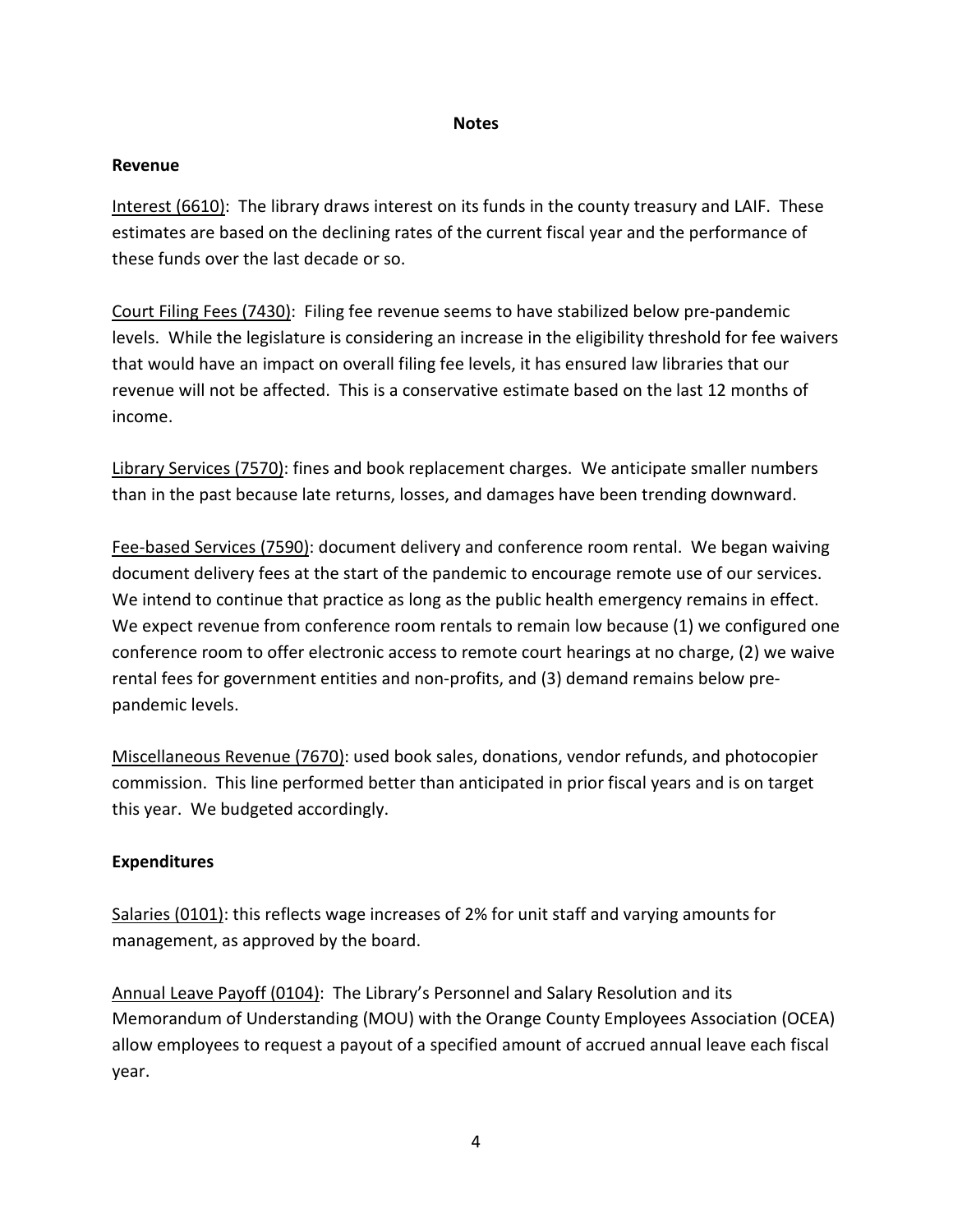## Notes

### Revenue

<u>Interest (6610)</u>: The library draws interest on its funds in the county treasury and LAIF. These estimates are based on the declining rates of the current fiscal year and the performance of these funds over the last decade or so.

<u>Court Filing Fees (7430)</u>: Filing fee revenue seems to have stabilized below pre-pandemic levels. While the legislature is considering an increase in the eligibility threshold for fee waivers that would have an impact on overall filing fee levels, it has ensured law libraries that our revenue will not be affected. This is a conservative estimate based on the last 12 months of income.

<u>Library Services (7570)</u>: fines and book replacement charges. We anticipate smaller numbers than in the past because late returns, losses, and damages have been trending downward.

<u>Fee-based Services (7590)</u>: document delivery and conference room rental. We began waiving document delivery fees at the start of the pandemic to encourage remote use of our services. We intend to continue that practice as long as the public health emergency remains in effect. We expect revenue from conference room rentals to remain low because (1) we configured one conference room to offer electronic access to remote court hearings at no charge, (2) we waive rental fees for government entities and non-profits, and (3) demand remains below pre-pandemic levels.

<u>Miscellaneous Revenue (7670)</u>: used book sales, donations, vendor refunds, and photocopier commission. This line performed better than anticipated in prior fiscal years and is on target this year. We budgeted accordingly.

### Expenditures

<u>Salaries (0101)</u>: this reflects wage increases of 2% for unit staff and varying amounts for management, as approved by the board.

<u>Annual Leave Payoff (0104)</u>: The Library's Personnel and Salary Resolution and its Memorandum of Understanding (MOU) with the Orange County Employees Association (OCEA) allow employees to request a payout of a specified amount of accrued annual leave each fiscal year.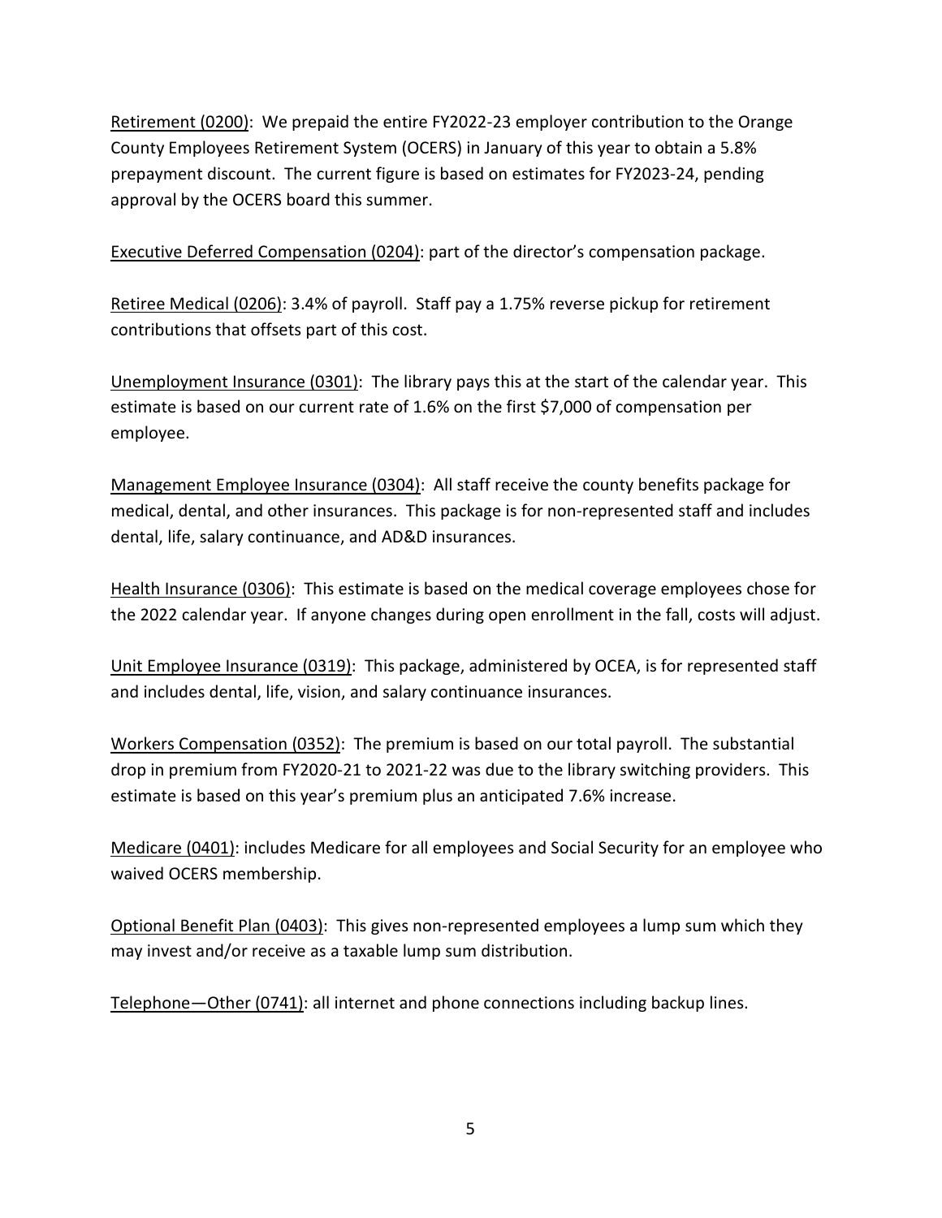Retirement (0200): We prepaid the entire FY2022-23 employer contribution to the Orange County Employees Retirement System (OCERS) in January of this year to obtain a 5.8% prepayment discount. The current figure is based on estimates for FY2023-24, pending approval by the OCERS board this summer.

Executive Deferred Compensation (0204): part of the director's compensation package.

Retiree Medical (0206): 3.4% of payroll. Staff pay a 1.75% reverse pickup for retirement contributions that offsets part of this cost.

Unemployment Insurance (0301): The library pays this at the start of the calendar year. This estimate is based on our current rate of 1.6% on the first $7,000 of compensation per employee.

Management Employee Insurance (0304): All staff receive the county benefits package for medical, dental, and other insurances. This package is for non-represented staff and includes dental, life, salary continuance, and AD&D insurances.

Health Insurance (0306): This estimate is based on the medical coverage employees chose for the 2022 calendar year. If anyone changes during open enrollment in the fall, costs will adjust.

Unit Employee Insurance (0319): This package, administered by OCEA, is for represented staff and includes dental, life, vision, and salary continuance insurances.

Workers Compensation (0352): The premium is based on our total payroll. The substantial drop in premium from FY2020-21 to 2021-22 was due to the library switching providers. This estimate is based on this year's premium plus an anticipated 7.6% increase.

Medicare (0401): includes Medicare for all employees and Social Security for an employee who waived OCERS membership.

Optional Benefit Plan (0403): This gives non-represented employees a lump sum which they may invest and/or receive as a taxable lump sum distribution.

Telephone—Other (0741): all internet and phone connections including backup lines.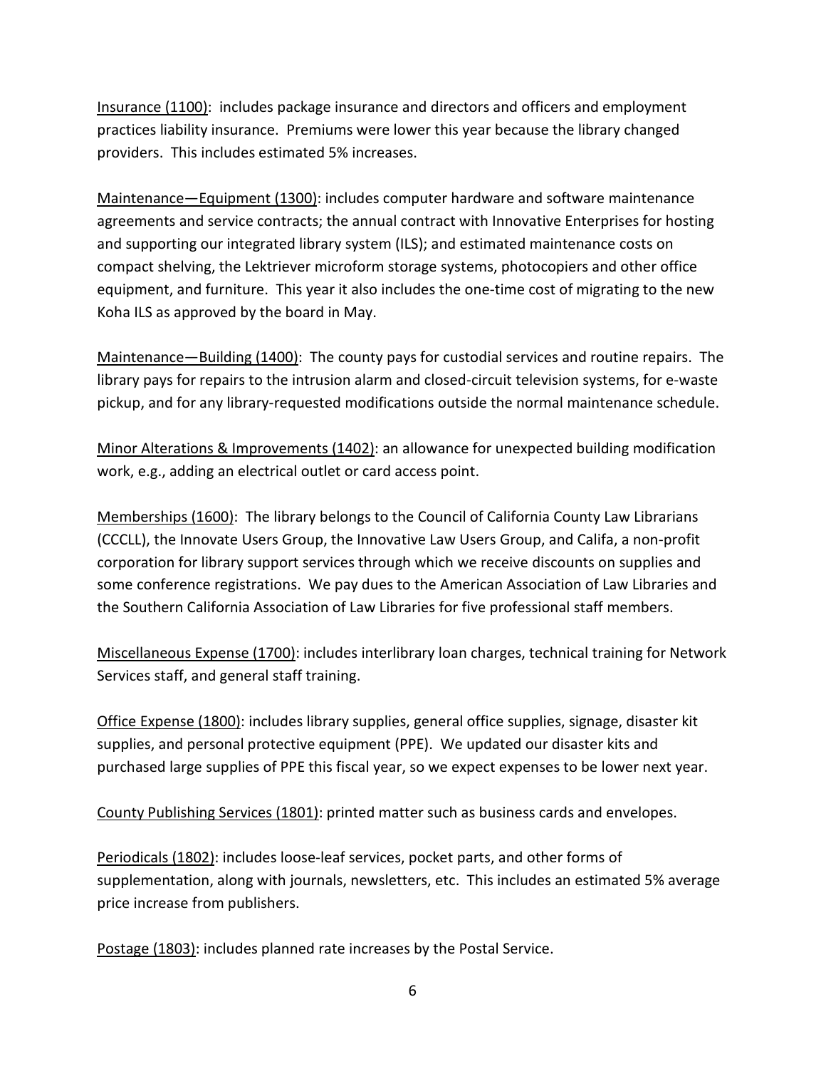<u>Insurance (1100)</u>: includes package insurance and directors and officers and employment practices liability insurance. Premiums were lower this year because the library changed providers. This includes estimated 5% increases.

<u>Maintenance—Equipment (1300)</u>: includes computer hardware and software maintenance agreements and service contracts; the annual contract with Innovative Enterprises for hosting and supporting our integrated library system (ILS); and estimated maintenance costs on compact shelving, the Lektriever microform storage systems, photocopiers and other office equipment, and furniture. This year it also includes the one-time cost of migrating to the new Koha ILS as approved by the board in May.

<u>Maintenance—Building (1400)</u>: The county pays for custodial services and routine repairs. The library pays for repairs to the intrusion alarm and closed-circuit television systems, for e-waste pickup, and for any library-requested modifications outside the normal maintenance schedule.

<u>Minor Alterations & Improvements (1402)</u>: an allowance for unexpected building modification work, e.g., adding an electrical outlet or card access point.

<u>Memberships (1600)</u>: The library belongs to the Council of California County Law Librarians (CCCLL), the Innovate Users Group, the Innovative Law Users Group, and Califa, a non-profit corporation for library support services through which we receive discounts on supplies and some conference registrations. We pay dues to the American Association of Law Libraries and the Southern California Association of Law Libraries for five professional staff members.

<u>Miscellaneous Expense (1700)</u>: includes interlibrary loan charges, technical training for Network Services staff, and general staff training.

<u>Office Expense (1800)</u>: includes library supplies, general office supplies, signage, disaster kit supplies, and personal protective equipment (PPE). We updated our disaster kits and purchased large supplies of PPE this fiscal year, so we expect expenses to be lower next year.

<u>County Publishing Services (1801)</u>: printed matter such as business cards and envelopes.

<u>Periodicals (1802)</u>: includes loose-leaf services, pocket parts, and other forms of supplementation, along with journals, newsletters, etc. This includes an estimated 5% average price increase from publishers.

<u>Postage (1803)</u>: includes planned rate increases by the Postal Service.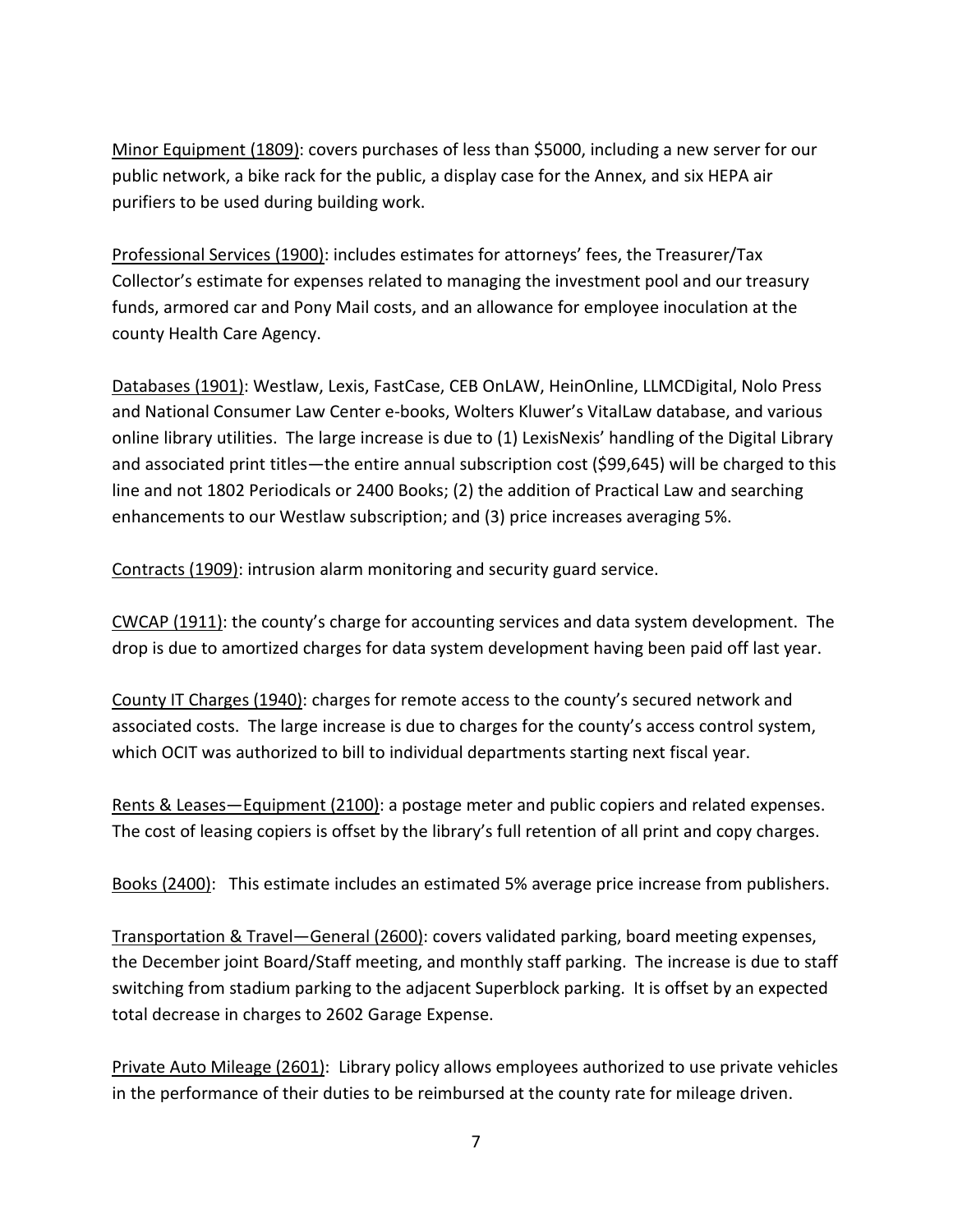<u>Minor Equipment (1809)</u>: covers purchases of less than $5000, including a new server for our public network, a bike rack for the public, a display case for the Annex, and six HEPA air purifiers to be used during building work.

<u>Professional Services (1900)</u>: includes estimates for attorneys' fees, the Treasurer/Tax Collector's estimate for expenses related to managing the investment pool and our treasury funds, armored car and Pony Mail costs, and an allowance for employee inoculation at the county Health Care Agency.

<u>Databases (1901)</u>: Westlaw, Lexis, FastCase, CEB OnLAW, HeinOnline, LLMCDigital, Nolo Press and National Consumer Law Center e-books, Wolters Kluwer's VitalLaw database, and various online library utilities. The large increase is due to (1) LexisNexis' handling of the Digital Library and associated print titles—the entire annual subscription cost ($99,645) will be charged to this line and not 1802 Periodicals or 2400 Books; (2) the addition of Practical Law and searching enhancements to our Westlaw subscription; and (3) price increases averaging 5%.

<u>Contracts (1909)</u>: intrusion alarm monitoring and security guard service.

<u>CWCAP (1911)</u>: the county's charge for accounting services and data system development. The drop is due to amortized charges for data system development having been paid off last year.

<u>County IT Charges (1940)</u>: charges for remote access to the county's secured network and associated costs. The large increase is due to charges for the county's access control system, which OCIT was authorized to bill to individual departments starting next fiscal year.

<u>Rents & Leases—Equipment (2100)</u>: a postage meter and public copiers and related expenses. The cost of leasing copiers is offset by the library's full retention of all print and copy charges.

<u>Books (2400)</u>: This estimate includes an estimated 5% average price increase from publishers.

<u>Transportation & Travel—General (2600)</u>: covers validated parking, board meeting expenses, the December joint Board/Staff meeting, and monthly staff parking. The increase is due to staff switching from stadium parking to the adjacent Superblock parking. It is offset by an expected total decrease in charges to 2602 Garage Expense.

<u>Private Auto Mileage (2601)</u>: Library policy allows employees authorized to use private vehicles in the performance of their duties to be reimbursed at the county rate for mileage driven.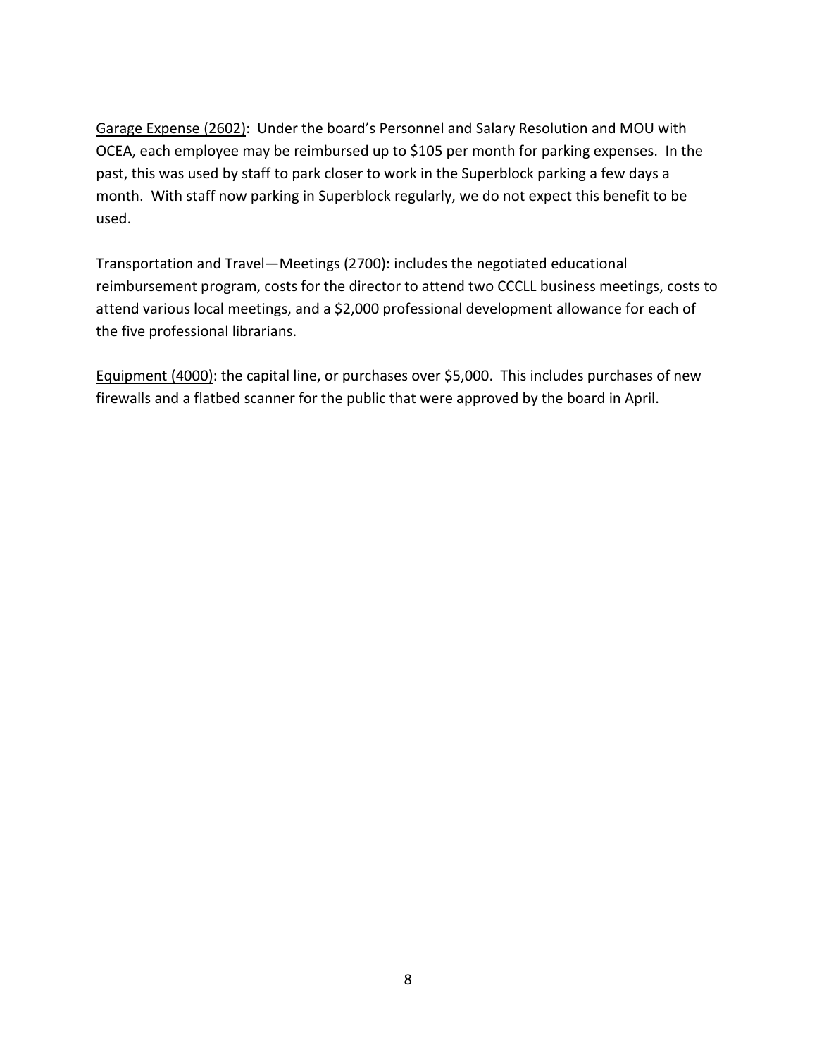<u>Garage Expense (2602)</u>: Under the board's Personnel and Salary Resolution and MOU with OCEA, each employee may be reimbursed up to $105 per month for parking expenses. In the past, this was used by staff to park closer to work in the Superblock parking a few days a month. With staff now parking in Superblock regularly, we do not expect this benefit to be used.

<u>Transportation and Travel—Meetings (2700)</u>: includes the negotiated educational reimbursement program, costs for the director to attend two CCCLL business meetings, costs to attend various local meetings, and a $2,000 professional development allowance for each of the five professional librarians.

<u>Equipment (4000)</u>: the capital line, or purchases over $5,000. This includes purchases of new firewalls and a flatbed scanner for the public that were approved by the board in April.